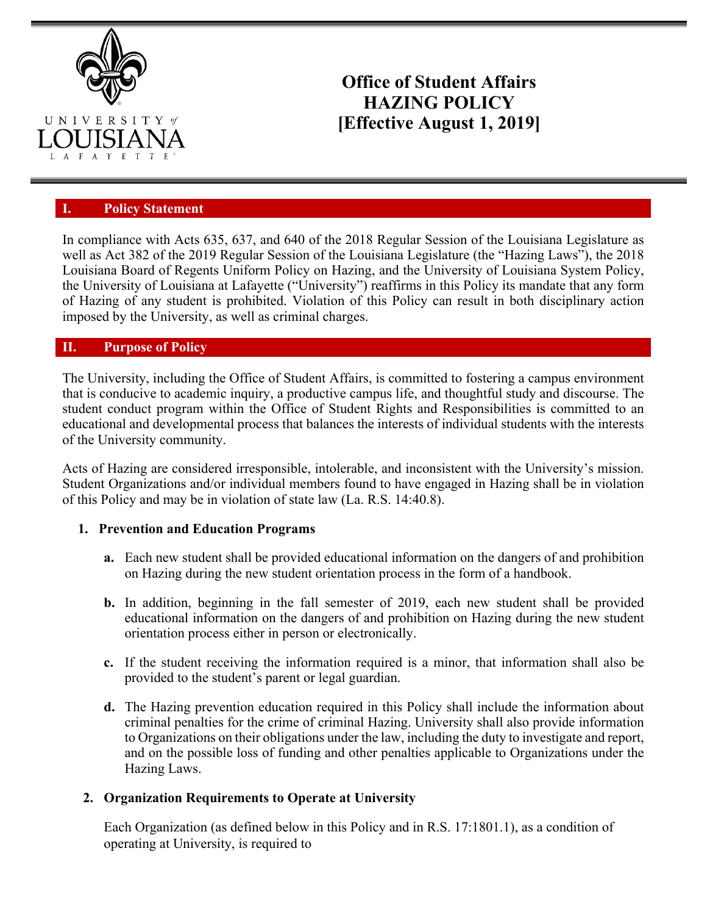# Office of Student Affairs
# HAZING POLICY
# [Effective August 1, 2019]

## I. Policy Statement

In compliance with Acts 635, 637, and 640 of the 2018 Regular Session of the Louisiana Legislature as well as Act 382 of the 2019 Regular Session of the Louisiana Legislature (the "Hazing Laws"), the 2018 Louisiana Board of Regents Uniform Policy on Hazing, and the University of Louisiana System Policy, the University of Louisiana at Lafayette ("University") reaffirms in this Policy its mandate that any form of Hazing of any student is prohibited. Violation of this Policy can result in both disciplinary action imposed by the University, as well as criminal charges.

## II. Purpose of Policy

The University, including the Office of Student Affairs, is committed to fostering a campus environment that is conducive to academic inquiry, a productive campus life, and thoughtful study and discourse. The student conduct program within the Office of Student Rights and Responsibilities is committed to an educational and developmental process that balances the interests of individual students with the interests of the University community.

Acts of Hazing are considered irresponsible, intolerable, and inconsistent with the University's mission. Student Organizations and/or individual members found to have engaged in Hazing shall be in violation of this Policy and may be in violation of state law (La. R.S. 14:40.8).

### 1. Prevention and Education Programs

**a.** Each new student shall be provided educational information on the dangers of and prohibition on Hazing during the new student orientation process in the form of a handbook.

**b.** In addition, beginning in the fall semester of 2019, each new student shall be provided educational information on the dangers of and prohibition on Hazing during the new student orientation process either in person or electronically.

**c.** If the student receiving the information required is a minor, that information shall also be provided to the student's parent or legal guardian.

**d.** The Hazing prevention education required in this Policy shall include the information about criminal penalties for the crime of criminal Hazing. University shall also provide information to Organizations on their obligations under the law, including the duty to investigate and report, and on the possible loss of funding and other penalties applicable to Organizations under the Hazing Laws.

### 2. Organization Requirements to Operate at University

Each Organization (as defined below in this Policy and in R.S. 17:1801.1), as a condition of operating at University, is required to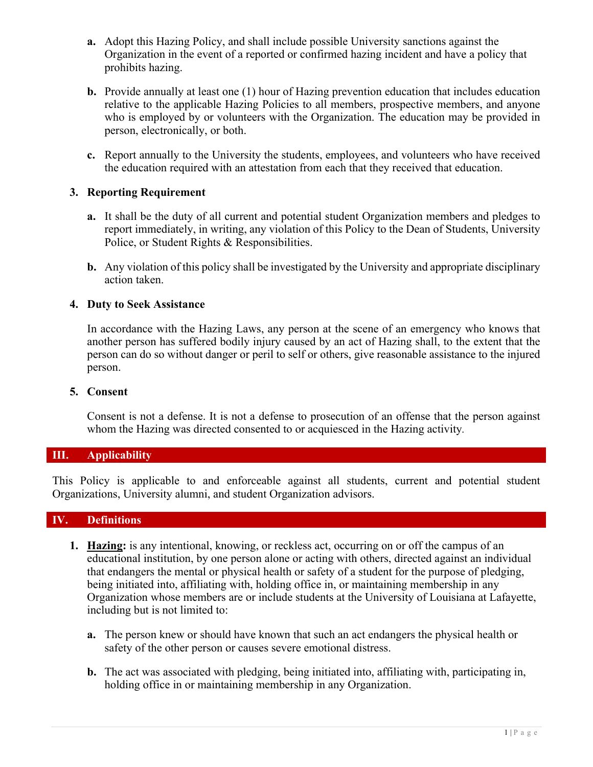a. Adopt this Hazing Policy, and shall include possible University sanctions against the Organization in the event of a reported or confirmed hazing incident and have a policy that prohibits hazing.

b. Provide annually at least one (1) hour of Hazing prevention education that includes education relative to the applicable Hazing Policies to all members, prospective members, and anyone who is employed by or volunteers with the Organization. The education may be provided in person, electronically, or both.

c. Report annually to the University the students, employees, and volunteers who have received the education required with an attestation from each that they received that education.

### 3. Reporting Requirement

a. It shall be the duty of all current and potential student Organization members and pledges to report immediately, in writing, any violation of this Policy to the Dean of Students, University Police, or Student Rights & Responsibilities.

b. Any violation of this policy shall be investigated by the University and appropriate disciplinary action taken.

### 4. Duty to Seek Assistance

In accordance with the Hazing Laws, any person at the scene of an emergency who knows that another person has suffered bodily injury caused by an act of Hazing shall, to the extent that the person can do so without danger or peril to self or others, give reasonable assistance to the injured person.

### 5. Consent

Consent is not a defense. It is not a defense to prosecution of an offense that the person against whom the Hazing was directed consented to or acquiesced in the Hazing activity.

## III. Applicability

This Policy is applicable to and enforceable against all students, current and potential student Organizations, University alumni, and student Organization advisors.

## IV. Definitions

1. **Hazing:** is any intentional, knowing, or reckless act, occurring on or off the campus of an educational institution, by one person alone or acting with others, directed against an individual that endangers the mental or physical health or safety of a student for the purpose of pledging, being initiated into, affiliating with, holding office in, or maintaining membership in any Organization whose members are or include students at the University of Louisiana at Lafayette, including but is not limited to:

   a. The person knew or should have known that such an act endangers the physical health or safety of the other person or causes severe emotional distress.

   b. The act was associated with pledging, being initiated into, affiliating with, participating in, holding office in or maintaining membership in any Organization.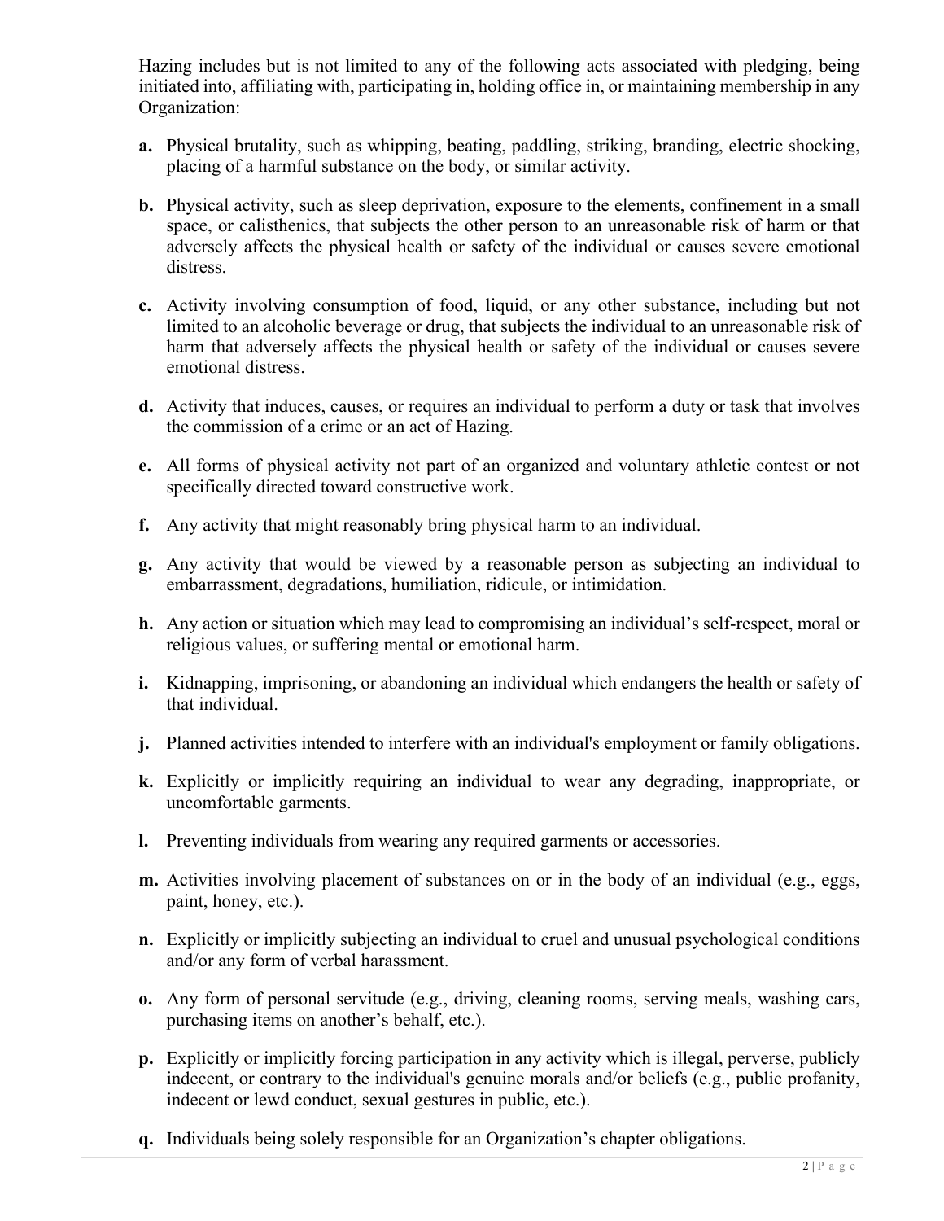Hazing includes but is not limited to any of the following acts associated with pledging, being initiated into, affiliating with, participating in, holding office in, or maintaining membership in any Organization:

**a.** Physical brutality, such as whipping, beating, paddling, striking, branding, electric shocking, placing of a harmful substance on the body, or similar activity.

**b.** Physical activity, such as sleep deprivation, exposure to the elements, confinement in a small space, or calisthenics, that subjects the other person to an unreasonable risk of harm or that adversely affects the physical health or safety of the individual or causes severe emotional distress.

**c.** Activity involving consumption of food, liquid, or any other substance, including but not limited to an alcoholic beverage or drug, that subjects the individual to an unreasonable risk of harm that adversely affects the physical health or safety of the individual or causes severe emotional distress.

**d.** Activity that induces, causes, or requires an individual to perform a duty or task that involves the commission of a crime or an act of Hazing.

**e.** All forms of physical activity not part of an organized and voluntary athletic contest or not specifically directed toward constructive work.

**f.** Any activity that might reasonably bring physical harm to an individual.

**g.** Any activity that would be viewed by a reasonable person as subjecting an individual to embarrassment, degradations, humiliation, ridicule, or intimidation.

**h.** Any action or situation which may lead to compromising an individual's self-respect, moral or religious values, or suffering mental or emotional harm.

**i.** Kidnapping, imprisoning, or abandoning an individual which endangers the health or safety of that individual.

**j.** Planned activities intended to interfere with an individual's employment or family obligations.

**k.** Explicitly or implicitly requiring an individual to wear any degrading, inappropriate, or uncomfortable garments.

**l.** Preventing individuals from wearing any required garments or accessories.

**m.** Activities involving placement of substances on or in the body of an individual (e.g., eggs, paint, honey, etc.).

**n.** Explicitly or implicitly subjecting an individual to cruel and unusual psychological conditions and/or any form of verbal harassment.

**o.** Any form of personal servitude (e.g., driving, cleaning rooms, serving meals, washing cars, purchasing items on another's behalf, etc.).

**p.** Explicitly or implicitly forcing participation in any activity which is illegal, perverse, publicly indecent, or contrary to the individual's genuine morals and/or beliefs (e.g., public profanity, indecent or lewd conduct, sexual gestures in public, etc.).

**q.** Individuals being solely responsible for an Organization's chapter obligations.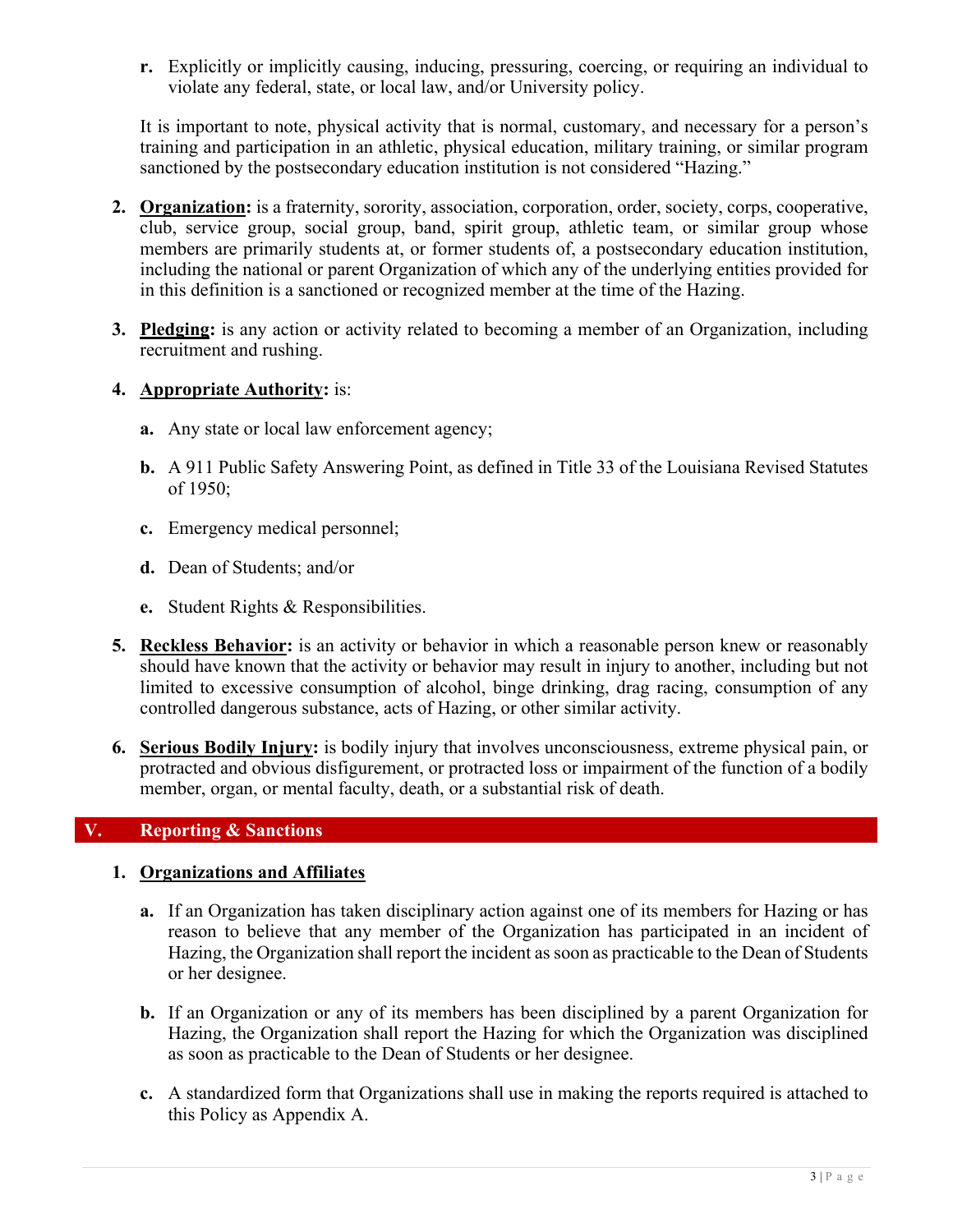**r.** Explicitly or implicitly causing, inducing, pressuring, coercing, or requiring an individual to violate any federal, state, or local law, and/or University policy.

It is important to note, physical activity that is normal, customary, and necessary for a person's training and participation in an athletic, physical education, military training, or similar program sanctioned by the postsecondary education institution is not considered "Hazing."

2. **Organization:** is a fraternity, sorority, association, corporation, order, society, corps, cooperative, club, service group, social group, band, spirit group, athletic team, or similar group whose members are primarily students at, or former students of, a postsecondary education institution, including the national or parent Organization of which any of the underlying entities provided for in this definition is a sanctioned or recognized member at the time of the Hazing.

3. **Pledging:** is any action or activity related to becoming a member of an Organization, including recruitment and rushing.

4. **Appropriate Authority:** is:

   **a.** Any state or local law enforcement agency;

   **b.** A 911 Public Safety Answering Point, as defined in Title 33 of the Louisiana Revised Statutes of 1950;

   **c.** Emergency medical personnel;

   **d.** Dean of Students; and/or

   **e.** Student Rights & Responsibilities.

5. **Reckless Behavior:** is an activity or behavior in which a reasonable person knew or reasonably should have known that the activity or behavior may result in injury to another, including but not limited to excessive consumption of alcohol, binge drinking, drag racing, consumption of any controlled dangerous substance, acts of Hazing, or other similar activity.

6. **Serious Bodily Injury:** is bodily injury that involves unconsciousness, extreme physical pain, or protracted and obvious disfigurement, or protracted loss or impairment of the function of a bodily member, organ, or mental faculty, death, or a substantial risk of death.

## V. Reporting & Sanctions

1. **Organizations and Affiliates**

   **a.** If an Organization has taken disciplinary action against one of its members for Hazing or has reason to believe that any member of the Organization has participated in an incident of Hazing, the Organization shall report the incident as soon as practicable to the Dean of Students or her designee.

   **b.** If an Organization or any of its members has been disciplined by a parent Organization for Hazing, the Organization shall report the Hazing for which the Organization was disciplined as soon as practicable to the Dean of Students or her designee.

   **c.** A standardized form that Organizations shall use in making the reports required is attached to this Policy as Appendix A.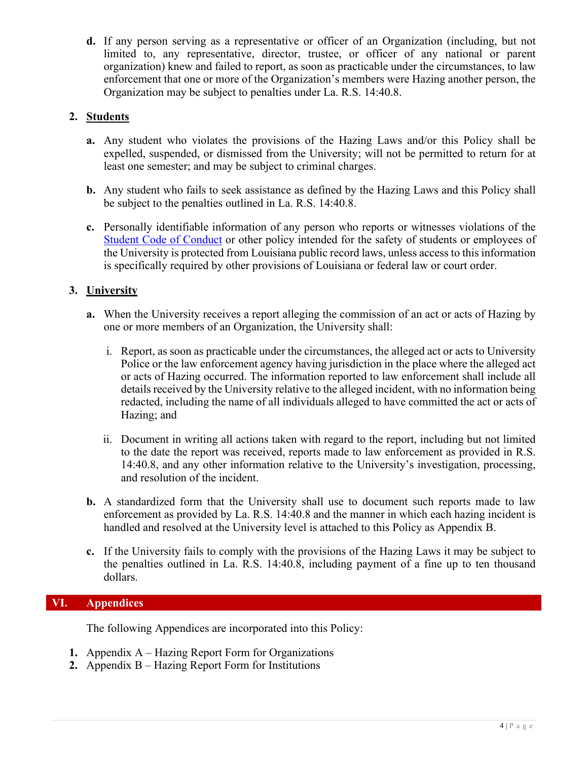**d.** If any person serving as a representative or officer of an Organization (including, but not limited to, any representative, director, trustee, or officer of any national or parent organization) knew and failed to report, as soon as practicable under the circumstances, to law enforcement that one or more of the Organization's members were Hazing another person, the Organization may be subject to penalties under La. R.S. 14:40.8.

**2. Students**

**a.** Any student who violates the provisions of the Hazing Laws and/or this Policy shall be expelled, suspended, or dismissed from the University; will not be permitted to return for at least one semester; and may be subject to criminal charges.

**b.** Any student who fails to seek assistance as defined by the Hazing Laws and this Policy shall be subject to the penalties outlined in La. R.S. 14:40.8.

**c.** Personally identifiable information of any person who reports or witnesses violations of the Student Code of Conduct or other policy intended for the safety of students or employees of the University is protected from Louisiana public record laws, unless access to this information is specifically required by other provisions of Louisiana or federal law or court order.

**3. University**

**a.** When the University receives a report alleging the commission of an act or acts of Hazing by one or more members of an Organization, the University shall:

i. Report, as soon as practicable under the circumstances, the alleged act or acts to University Police or the law enforcement agency having jurisdiction in the place where the alleged act or acts of Hazing occurred. The information reported to law enforcement shall include all details received by the University relative to the alleged incident, with no information being redacted, including the name of all individuals alleged to have committed the act or acts of Hazing; and

ii. Document in writing all actions taken with regard to the report, including but not limited to the date the report was received, reports made to law enforcement as provided in R.S. 14:40.8, and any other information relative to the University's investigation, processing, and resolution of the incident.

**b.** A standardized form that the University shall use to document such reports made to law enforcement as provided by La. R.S. 14:40.8 and the manner in which each hazing incident is handled and resolved at the University level is attached to this Policy as Appendix B.

**c.** If the University fails to comply with the provisions of the Hazing Laws it may be subject to the penalties outlined in La. R.S. 14:40.8, including payment of a fine up to ten thousand dollars.

## VI. Appendices

The following Appendices are incorporated into this Policy:

1. Appendix A – Hazing Report Form for Organizations
2. Appendix B – Hazing Report Form for Institutions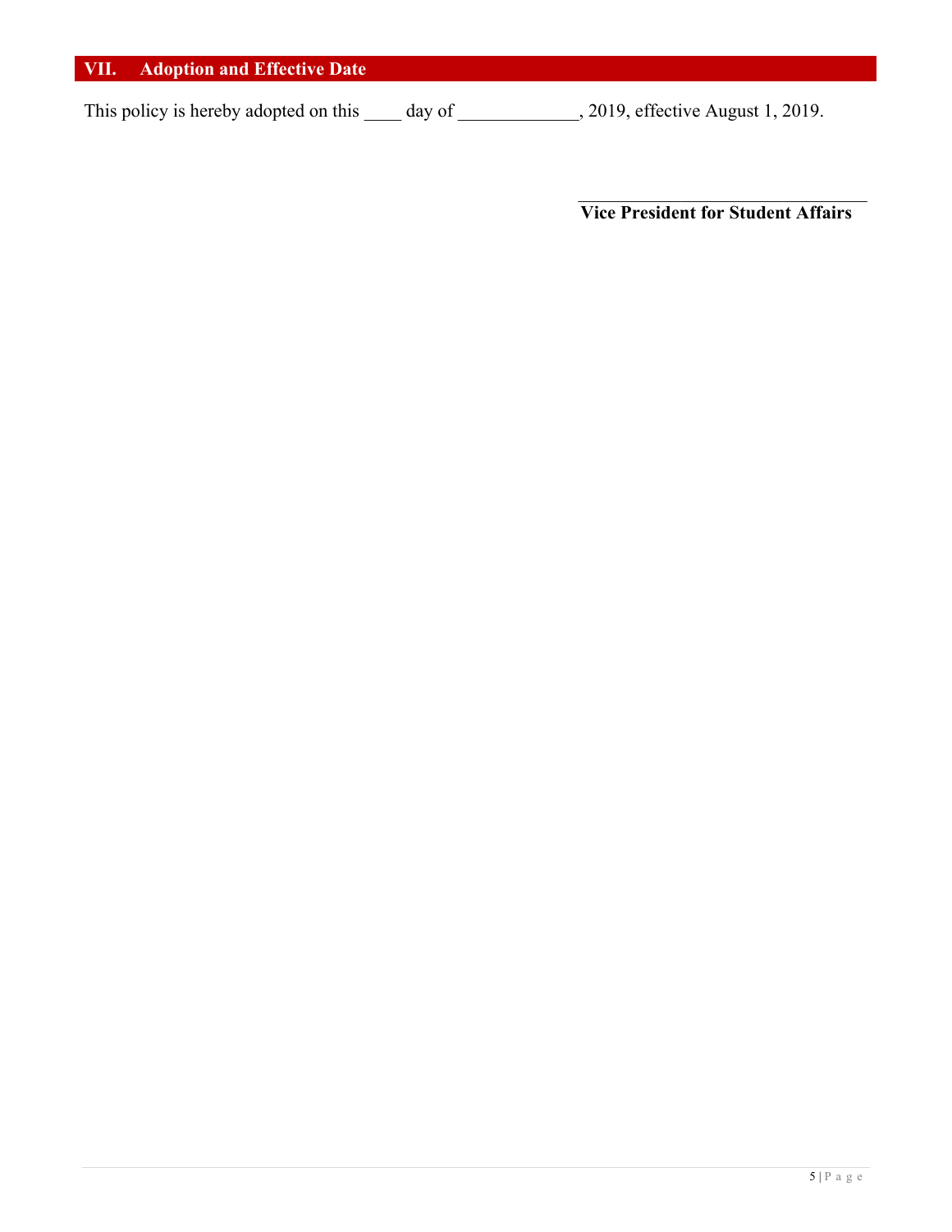## VII. Adoption and Effective Date

This policy is hereby adopted on this ____ day of _____________, 2019, effective August 1, 2019.

_______________________________
**Vice President for Student Affairs**